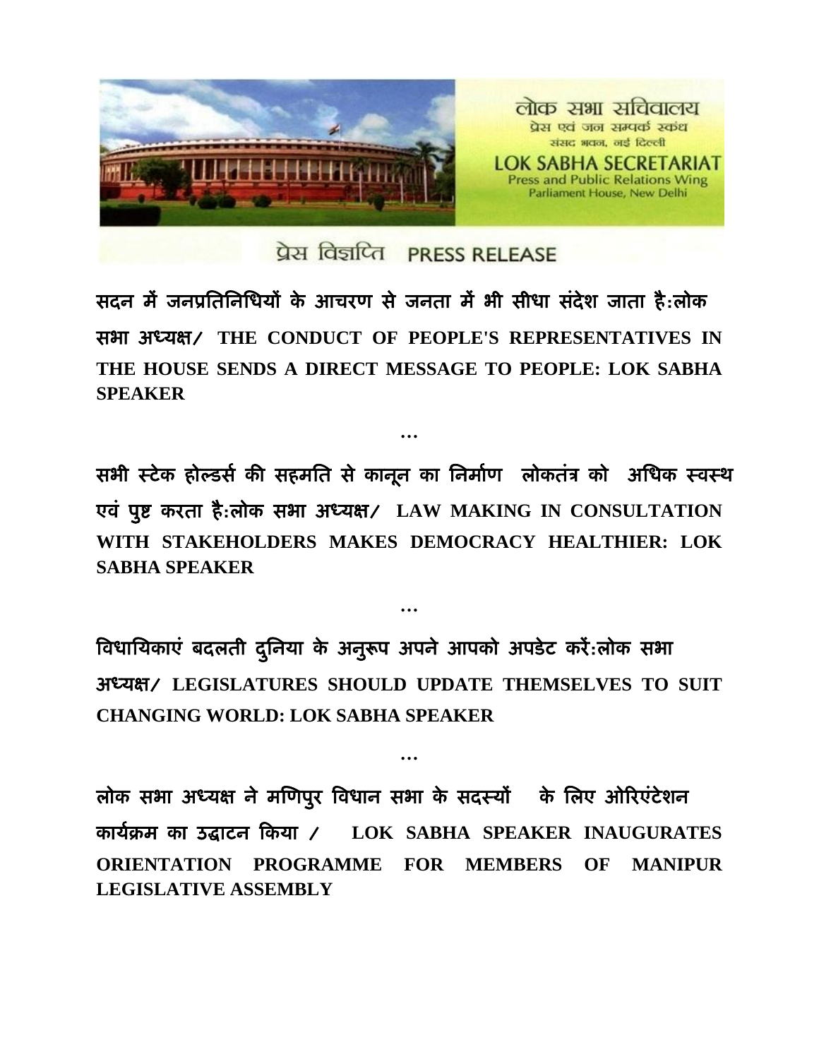लोक सभा सचिवालय
प्रेस एवं जन सम्पर्क स्कंध
संसद भवन, नई दिल्ली

LOK SABHA SECRETARIAT
Press and Public Relations Wing
Parliament House, New Delhi

प्रेस विज्ञप्ति PRESS RELEASE

**सदन में जनप्रतिनिधियों के आचरण से जनता में भी सीधा संदेश जाता है:लोक सभा अध्यक्ष/ THE CONDUCT OF PEOPLE'S REPRESENTATIVES IN THE HOUSE SENDS A DIRECT MESSAGE TO PEOPLE: LOK SABHA SPEAKER**

…

**सभी स्टेक होल्डर्स की सहमति से कानून का निर्माण लोकतंत्र को अधिक स्वस्थ एवं पुष्ट करता है:लोक सभा अध्यक्ष/ LAW MAKING IN CONSULTATION WITH STAKEHOLDERS MAKES DEMOCRACY HEALTHIER: LOK SABHA SPEAKER**

…

**विधायिकाएं बदलती दुनिया के अनुरूप अपने आपको अपडेट करें:लोक सभा अध्यक्ष/ LEGISLATURES SHOULD UPDATE THEMSELVES TO SUIT CHANGING WORLD: LOK SABHA SPEAKER**

…

**लोक सभा अध्यक्ष ने मणिपुर विधान सभा के सदस्यों के लिए ओरिएंटेशन कार्यक्रम का उद्घाटन किया / LOK SABHA SPEAKER INAUGURATES ORIENTATION PROGRAMME FOR MEMBERS OF MANIPUR LEGISLATIVE ASSEMBLY**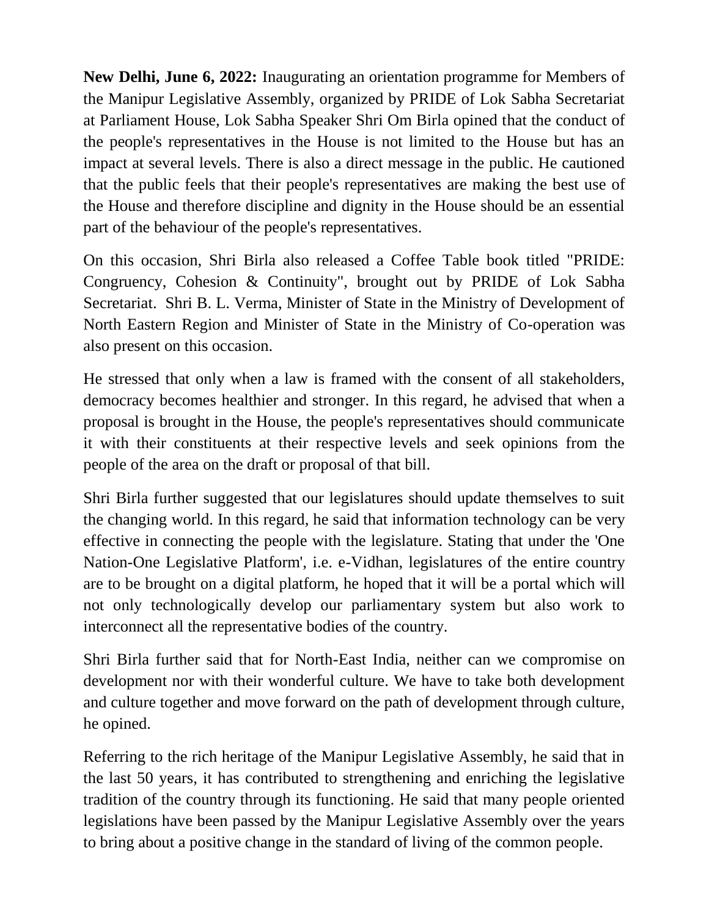**New Delhi, June 6, 2022:** Inaugurating an orientation programme for Members of the Manipur Legislative Assembly, organized by PRIDE of Lok Sabha Secretariat at Parliament House, Lok Sabha Speaker Shri Om Birla opined that the conduct of the people's representatives in the House is not limited to the House but has an impact at several levels. There is also a direct message in the public. He cautioned that the public feels that their people's representatives are making the best use of the House and therefore discipline and dignity in the House should be an essential part of the behaviour of the people's representatives.

On this occasion, Shri Birla also released a Coffee Table book titled "PRIDE: Congruency, Cohesion & Continuity", brought out by PRIDE of Lok Sabha Secretariat. Shri B. L. Verma, Minister of State in the Ministry of Development of North Eastern Region and Minister of State in the Ministry of Co-operation was also present on this occasion.

He stressed that only when a law is framed with the consent of all stakeholders, democracy becomes healthier and stronger. In this regard, he advised that when a proposal is brought in the House, the people's representatives should communicate it with their constituents at their respective levels and seek opinions from the people of the area on the draft or proposal of that bill.

Shri Birla further suggested that our legislatures should update themselves to suit the changing world. In this regard, he said that information technology can be very effective in connecting the people with the legislature. Stating that under the 'One Nation-One Legislative Platform', i.e. e-Vidhan, legislatures of the entire country are to be brought on a digital platform, he hoped that it will be a portal which will not only technologically develop our parliamentary system but also work to interconnect all the representative bodies of the country.

Shri Birla further said that for North-East India, neither can we compromise on development nor with their wonderful culture. We have to take both development and culture together and move forward on the path of development through culture, he opined.

Referring to the rich heritage of the Manipur Legislative Assembly, he said that in the last 50 years, it has contributed to strengthening and enriching the legislative tradition of the country through its functioning. He said that many people oriented legislations have been passed by the Manipur Legislative Assembly over the years to bring about a positive change in the standard of living of the common people.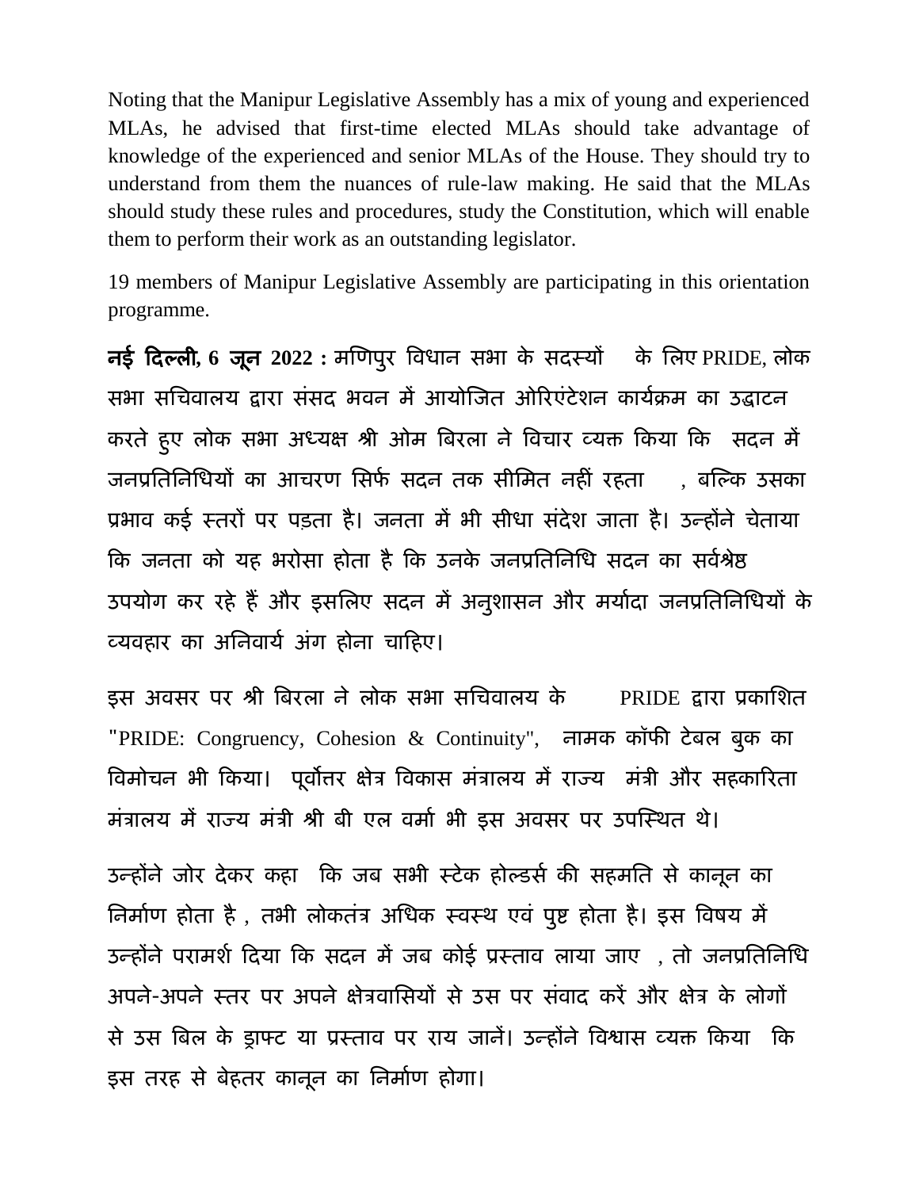Noting that the Manipur Legislative Assembly has a mix of young and experienced MLAs, he advised that first-time elected MLAs should take advantage of knowledge of the experienced and senior MLAs of the House. They should try to understand from them the nuances of rule-law making. He said that the MLAs should study these rules and procedures, study the Constitution, which will enable them to perform their work as an outstanding legislator.

19 members of Manipur Legislative Assembly are participating in this orientation programme.

**नई दिल्ली, 6 जून 2022 :** मणिपुर विधान सभा के सदस्यों के लिए PRIDE, लोक सभा सचिवालय द्वारा संसद भवन में आयोजित ओरिएंटेशन कार्यक्रम का उद्घाटन करते हुए लोक सभा अध्यक्ष श्री ओम बिरला ने विचार व्यक्त किया कि सदन में जनप्रतिनिधियों का आचरण सिर्फ सदन तक सीमित नहीं रहता , बल्कि उसका प्रभाव कई स्तरों पर पड़ता है। जनता में भी सीधा संदेश जाता है। उन्होंने चेताया कि जनता को यह भरोसा होता है कि उनके जनप्रतिनिधि सदन का सर्वश्रेष्ठ उपयोग कर रहे हैं और इसलिए सदन में अनुशासन और मर्यादा जनप्रतिनिधियों के व्यवहार का अनिवार्य अंग होना चाहिए।

इस अवसर पर श्री बिरला ने लोक सभा सचिवालय के PRIDE द्वारा प्रकाशित "PRIDE: Congruency, Cohesion & Continuity", नामक कॉफी टेबल बुक का विमोचन भी किया। पूर्वोत्तर क्षेत्र विकास मंत्रालय में राज्य मंत्री और सहकारिता मंत्रालय में राज्य मंत्री श्री बी एल वर्मा भी इस अवसर पर उपस्थित थे।

उन्होंने जोर देकर कहा कि जब सभी स्टेक होल्डर्स की सहमति से कानून का निर्माण होता है , तभी लोकतंत्र अधिक स्वस्थ एवं पुष्ट होता है। इस विषय में उन्होंने परामर्श दिया कि सदन में जब कोई प्रस्ताव लाया जाए , तो जनप्रतिनिधि अपने-अपने स्तर पर अपने क्षेत्रवासियों से उस पर संवाद करें और क्षेत्र के लोगों से उस बिल के ड्राफ्ट या प्रस्ताव पर राय जानें। उन्होंने विश्वास व्यक्त किया कि इस तरह से बेहतर कानून का निर्माण होगा।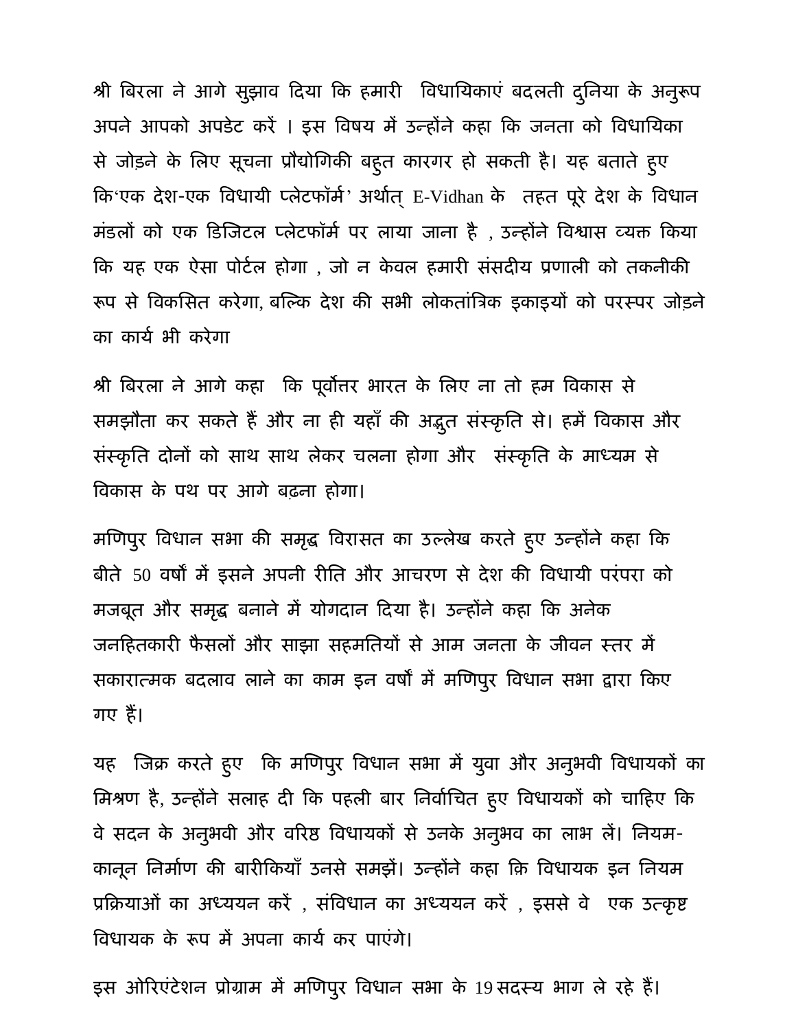श्री बिरला ने आगे सुझाव दिया कि हमारी  विधायिकाएं बदलती दुनिया के अनुरूप अपने आपको अपडेट करें । इस विषय में उन्होंने कहा कि जनता को विधायिका से जोड़ने के लिए सूचना प्रौद्योगिकी बहुत कारगर हो सकती है। यह बताते हुए कि'एक देश-एक विधायी प्लेटफॉर्म' अर्थात् E-Vidhan के  तहत पूरे देश के विधान मंडलों को एक डिजिटल प्लेटफॉर्म पर लाया जाना है , उन्होंने विश्वास व्यक्त किया कि यह एक ऐसा पोर्टल होगा , जो न केवल हमारी संसदीय प्रणाली को तकनीकी रूप से विकसित करेगा, बल्कि देश की सभी लोकतांत्रिक इकाइयों को परस्पर जोड़ने का कार्य भी करेगा

श्री बिरला ने आगे कहा  कि पूर्वोत्तर भारत के लिए ना तो हम विकास से समझौता कर सकते हैं और ना ही यहाँ की अद्भुत संस्कृति से। हमें विकास और संस्कृति दोनों को साथ साथ लेकर चलना होगा और  संस्कृति के माध्यम से विकास के पथ पर आगे बढ़ना होगा।

मणिपुर विधान सभा की समृद्ध विरासत का उल्लेख करते हुए उन्होंने कहा कि बीते 50 वर्षों में इसने अपनी रीति और आचरण से देश की विधायी परंपरा को मजबूत और समृद्ध बनाने में योगदान दिया है। उन्होंने कहा कि अनेक जनहितकारी फैसलों और साझा सहमतियों से आम जनता के जीवन स्तर में सकारात्मक बदलाव लाने का काम इन वर्षों में मणिपुर विधान सभा द्वारा किए गए हैं।

यह  जिक्र करते हुए  कि मणिपुर विधान सभा में युवा और अनुभवी विधायकों का मिश्रण है, उन्होंने सलाह दी कि पहली बार निर्वाचित हुए विधायकों को चाहिए कि वे सदन के अनुभवी और वरिष्ठ विधायकों से उनके अनुभव का लाभ लें। नियम-कानून निर्माण की बारीकियाँ उनसे समझें। उन्होंने कहा क़ि विधायक इन नियम प्रक्रियाओं का अध्ययन करें , संविधान का अध्ययन करें , इससे वे  एक उत्कृष्ट विधायक के रूप में अपना कार्य कर पाएंगे।

इस ओरिएंटेशन प्रोग्राम में मणिपुर विधान सभा के 19 सदस्य भाग ले रहे हैं।